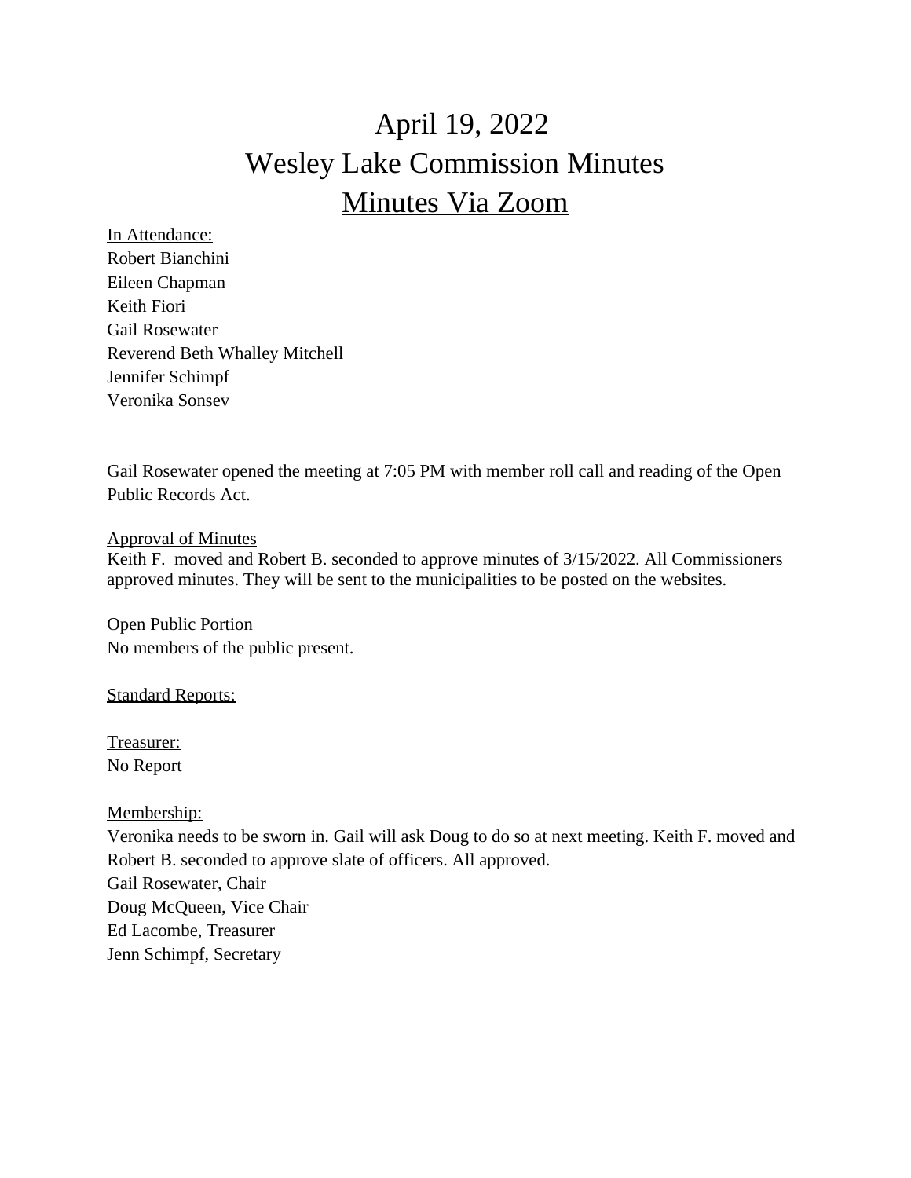# April 19, 2022
# Wesley Lake Commission Minutes
# Minutes Via Zoom

In Attendance:
Robert Bianchini
Eileen Chapman
Keith Fiori
Gail Rosewater
Reverend Beth Whalley Mitchell
Jennifer Schimpf
Veronika Sonsev

Gail Rosewater opened the meeting at 7:05 PM with member roll call and reading of the Open Public Records Act.

Approval of Minutes
Keith F. moved and Robert B. seconded to approve minutes of 3/15/2022. All Commissioners approved minutes. They will be sent to the municipalities to be posted on the websites.

Open Public Portion
No members of the public present.

Standard Reports:

Treasurer:
No Report

Membership:
Veronika needs to be sworn in. Gail will ask Doug to do so at next meeting. Keith F. moved and Robert B. seconded to approve slate of officers. All approved.
Gail Rosewater, Chair
Doug McQueen, Vice Chair
Ed Lacombe, Treasurer
Jenn Schimpf, Secretary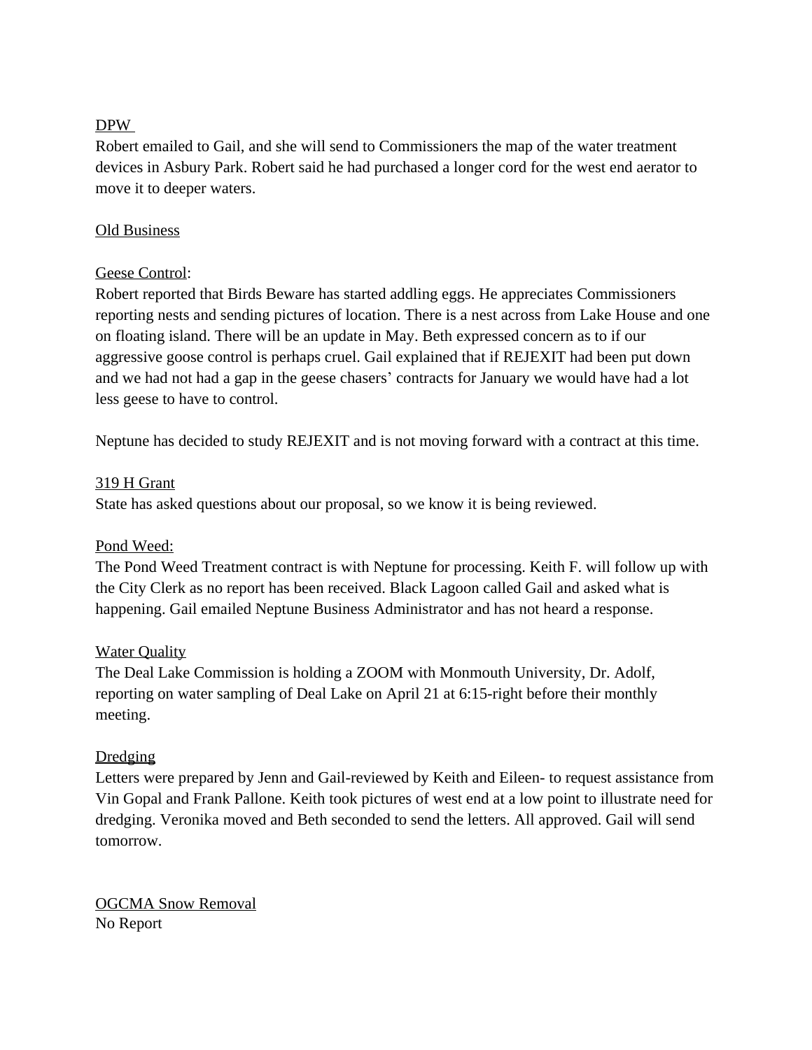<u>DPW</u>

Robert emailed to Gail, and she will send to Commissioners the map of the water treatment devices in Asbury Park. Robert said he had purchased a longer cord for the west end aerator to move it to deeper waters.

<u>Old Business</u>

<u>Geese Control</u>:

Robert reported that Birds Beware has started addling eggs. He appreciates Commissioners reporting nests and sending pictures of location. There is a nest across from Lake House and one on floating island. There will be an update in May. Beth expressed concern as to if our aggressive goose control is perhaps cruel. Gail explained that if REJEXIT had been put down and we had not had a gap in the geese chasers' contracts for January we would have had a lot less geese to have to control.

Neptune has decided to study REJEXIT and is not moving forward with a contract at this time.

<u>319 H Grant</u>

State has asked questions about our proposal, so we know it is being reviewed.

<u>Pond Weed:</u>

The Pond Weed Treatment contract is with Neptune for processing. Keith F. will follow up with the City Clerk as no report has been received. Black Lagoon called Gail and asked what is happening. Gail emailed Neptune Business Administrator and has not heard a response.

<u>Water Quality</u>

The Deal Lake Commission is holding a ZOOM with Monmouth University, Dr. Adolf, reporting on water sampling of Deal Lake on April 21 at 6:15-right before their monthly meeting.

<u>Dredging</u>

Letters were prepared by Jenn and Gail-reviewed by Keith and Eileen- to request assistance from Vin Gopal and Frank Pallone. Keith took pictures of west end at a low point to illustrate need for dredging. Veronika moved and Beth seconded to send the letters. All approved. Gail will send tomorrow.

<u>OGCMA Snow Removal</u>

No Report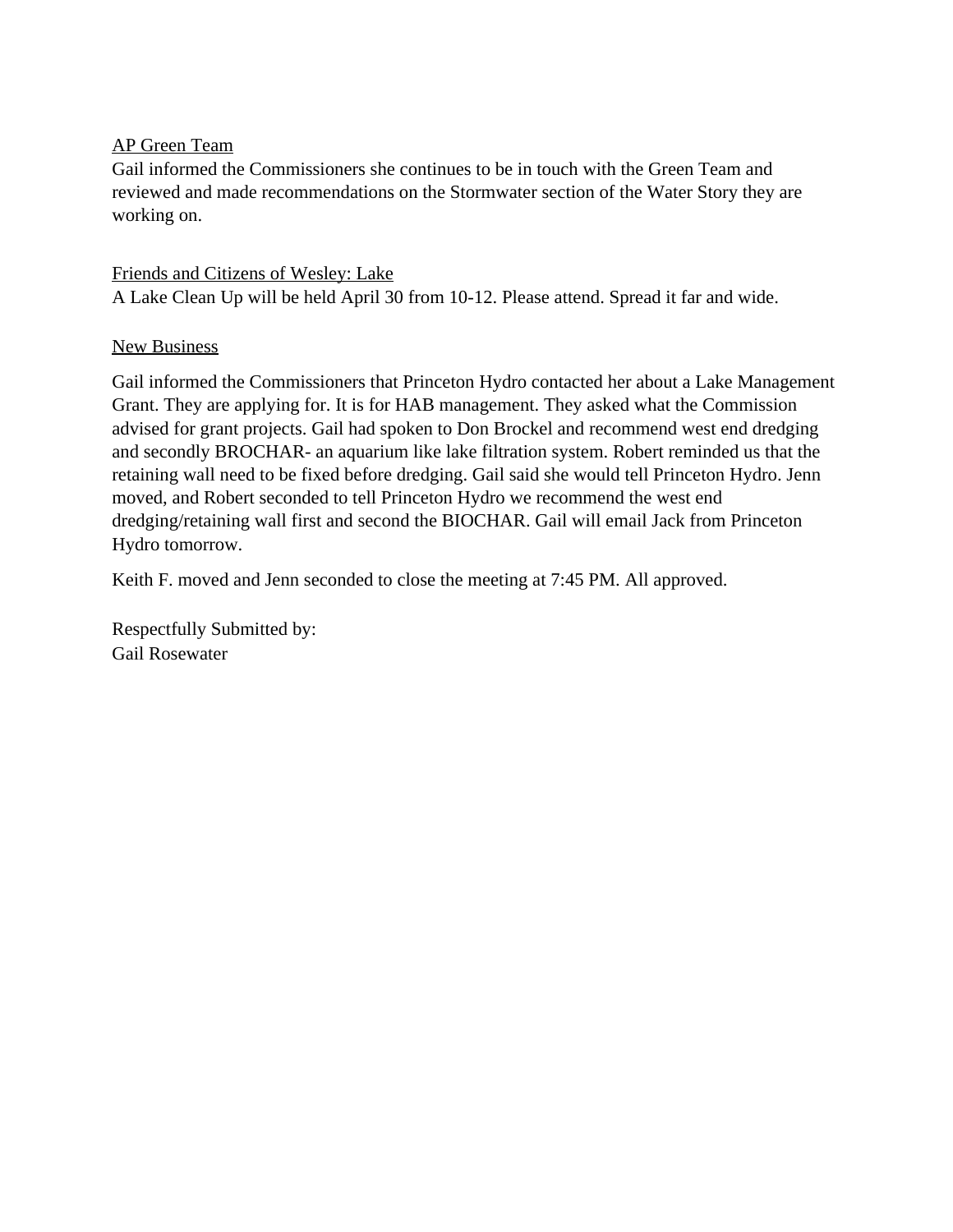<u>AP Green Team</u>
Gail informed the Commissioners she continues to be in touch with the Green Team and reviewed and made recommendations on the Stormwater section of the Water Story they are working on.

<u>Friends and Citizens of Wesley: Lake</u>
A Lake Clean Up will be held April 30 from 10-12. Please attend. Spread it far and wide.

<u>New Business</u>

Gail informed the Commissioners that Princeton Hydro contacted her about a Lake Management Grant. They are applying for. It is for HAB management. They asked what the Commission advised for grant projects. Gail had spoken to Don Brockel and recommend west end dredging and secondly BROCHAR- an aquarium like lake filtration system. Robert reminded us that the retaining wall need to be fixed before dredging. Gail said she would tell Princeton Hydro. Jenn moved, and Robert seconded to tell Princeton Hydro we recommend the west end dredging/retaining wall first and second the BIOCHAR. Gail will email Jack from Princeton Hydro tomorrow.

Keith F. moved and Jenn seconded to close the meeting at 7:45 PM. All approved.

Respectfully Submitted by:
Gail Rosewater